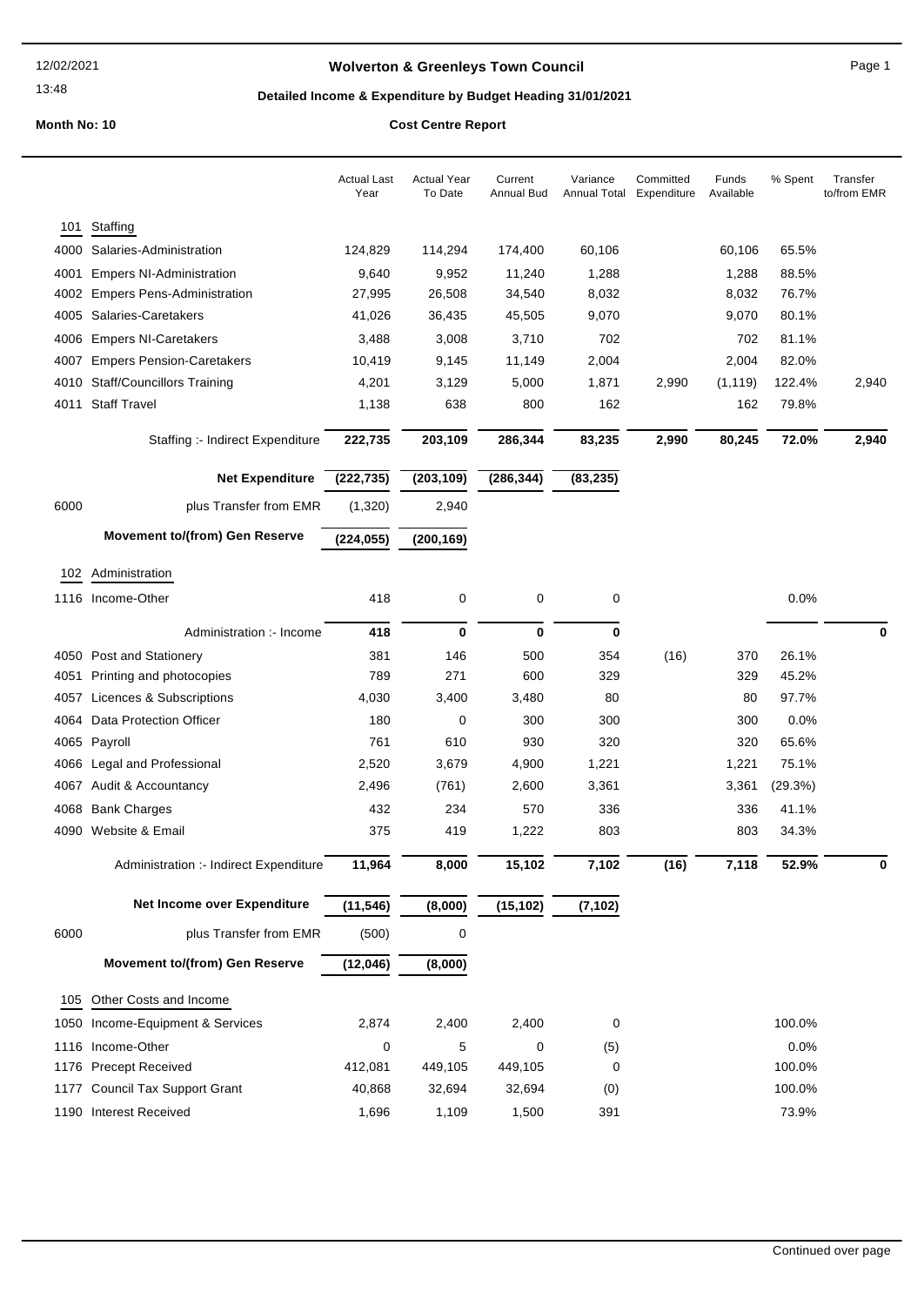# Wolverton & Greenleys Town Council

12/02/2021
13:48

## Detailed Income & Expenditure by Budget Heading 31/01/2021

**Month No: 10** **Cost Centre Report**

| | | Actual Last Year | Actual Year To Date | Current Annual Bud | Variance Annual Total | Committed Expenditure | Funds Available | % Spent | Transfer to/from EMR |
|---|---|---|---|---|---|---|---|---|---|
| **101** | **Staffing** | | | | | | | | |
| 4000 | Salaries-Administration | 124,829 | 114,294 | 174,400 | 60,106 | | 60,106 | 65.5% | |
| 4001 | Empers NI-Administration | 9,640 | 9,952 | 11,240 | 1,288 | | 1,288 | 88.5% | |
| 4002 | Empers Pens-Administration | 27,995 | 26,508 | 34,540 | 8,032 | | 8,032 | 76.7% | |
| 4005 | Salaries-Caretakers | 41,026 | 36,435 | 45,505 | 9,070 | | 9,070 | 80.1% | |
| 4006 | Empers NI-Caretakers | 3,488 | 3,008 | 3,710 | 702 | | 702 | 81.1% | |
| 4007 | Empers Pension-Caretakers | 10,419 | 9,145 | 11,149 | 2,004 | | 2,004 | 82.0% | |
| 4010 | Staff/Councillors Training | 4,201 | 3,129 | 5,000 | 1,871 | 2,990 | (1,119) | 122.4% | 2,940 |
| 4011 | Staff Travel | 1,138 | 638 | 800 | 162 | | 162 | 79.8% | |
| | Staffing :- Indirect Expenditure | **222,735** | **203,109** | **286,344** | **83,235** | **2,990** | **80,245** | **72.0%** | **2,940** |
| | **Net Expenditure** | **(222,735)** | **(203,109)** | **(286,344)** | **(83,235)** | | | | |
| 6000 | plus Transfer from EMR | (1,320) | 2,940 | | | | | | |
| | **Movement to/(from) Gen Reserve** | **(224,055)** | **(200,169)** | | | | | | |
| **102** | **Administration** | | | | | | | | |
| 1116 | Income-Other | 418 | 0 | 0 | 0 | | | 0.0% | |
| | Administration :- Income | **418** | **0** | **0** | **0** | | | | **0** |
| 4050 | Post and Stationery | 381 | 146 | 500 | 354 | (16) | 370 | 26.1% | |
| 4051 | Printing and photocopies | 789 | 271 | 600 | 329 | | 329 | 45.2% | |
| 4057 | Licences & Subscriptions | 4,030 | 3,400 | 3,480 | 80 | | 80 | 97.7% | |
| 4064 | Data Protection Officer | 180 | 0 | 300 | 300 | | 300 | 0.0% | |
| 4065 | Payroll | 761 | 610 | 930 | 320 | | 320 | 65.6% | |
| 4066 | Legal and Professional | 2,520 | 3,679 | 4,900 | 1,221 | | 1,221 | 75.1% | |
| 4067 | Audit & Accountancy | 2,496 | (761) | 2,600 | 3,361 | | 3,361 | (29.3%) | |
| 4068 | Bank Charges | 432 | 234 | 570 | 336 | | 336 | 41.1% | |
| 4090 | Website & Email | 375 | 419 | 1,222 | 803 | | 803 | 34.3% | |
| | Administration :- Indirect Expenditure | **11,964** | **8,000** | **15,102** | **7,102** | **(16)** | **7,118** | **52.9%** | **0** |
| | **Net Income over Expenditure** | **(11,546)** | **(8,000)** | **(15,102)** | **(7,102)** | | | | |
| 6000 | plus Transfer from EMR | (500) | 0 | | | | | | |
| | **Movement to/(from) Gen Reserve** | **(12,046)** | **(8,000)** | | | | | | |
| **105** | **Other Costs and Income** | | | | | | | | |
| 1050 | Income-Equipment & Services | 2,874 | 2,400 | 2,400 | 0 | | | 100.0% | |
| 1116 | Income-Other | 0 | 5 | 0 | (5) | | | 0.0% | |
| 1176 | Precept Received | 412,081 | 449,105 | 449,105 | 0 | | | 100.0% | |
| 1177 | Council Tax Support Grant | 40,868 | 32,694 | 32,694 | (0) | | | 100.0% | |
| 1190 | Interest Received | 1,696 | 1,109 | 1,500 | 391 | | | 73.9% | |

Continued over page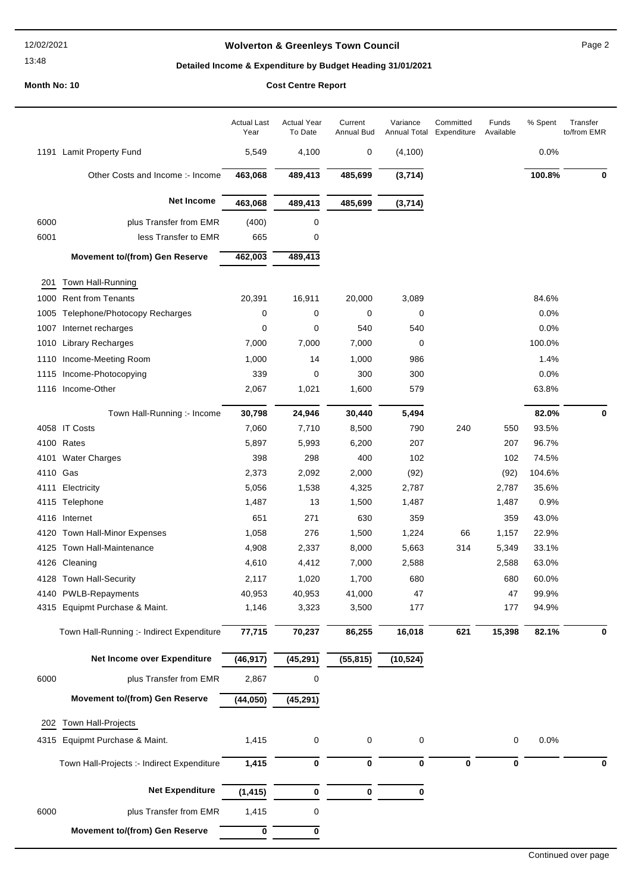# Wolverton & Greenleys Town Council

## Detailed Income & Expenditure by Budget Heading 31/01/2021

**Month No: 10**

**Cost Centre Report**

| | | Actual Last Year | Actual Year To Date | Current Annual Bud | Variance Annual Total | Committed Expenditure | Funds Available | % Spent | Transfer to/from EMR |
|---|---|---|---|---|---|---|---|---|---|
| 1191 | Lamit Property Fund | 5,549 | 4,100 | 0 | (4,100) | | | 0.0% | |
| | Other Costs and Income :- Income | **463,068** | **489,413** | **485,699** | **(3,714)** | | | **100.8%** | **0** |
| | **Net Income** | **463,068** | **489,413** | **485,699** | **(3,714)** | | | | |
| 6000 | plus Transfer from EMR | (400) | 0 | | | | | | |
| 6001 | less Transfer to EMR | 665 | 0 | | | | | | |
| | **Movement to/(from) Gen Reserve** | **462,003** | **489,413** | | | | | | |
| 201 | Town Hall-Running | | | | | | | | |
| 1000 | Rent from Tenants | 20,391 | 16,911 | 20,000 | 3,089 | | | 84.6% | |
| 1005 | Telephone/Photocopy Recharges | 0 | 0 | 0 | 0 | | | 0.0% | |
| 1007 | Internet recharges | 0 | 0 | 540 | 540 | | | 0.0% | |
| 1010 | Library Recharges | 7,000 | 7,000 | 7,000 | 0 | | | 100.0% | |
| 1110 | Income-Meeting Room | 1,000 | 14 | 1,000 | 986 | | | 1.4% | |
| 1115 | Income-Photocopying | 339 | 0 | 300 | 300 | | | 0.0% | |
| 1116 | Income-Other | 2,067 | 1,021 | 1,600 | 579 | | | 63.8% | |
| | Town Hall-Running :- Income | **30,798** | **24,946** | **30,440** | **5,494** | | | **82.0%** | **0** |
| 4058 | IT Costs | 7,060 | 7,710 | 8,500 | 790 | 240 | 550 | 93.5% | |
| 4100 | Rates | 5,897 | 5,993 | 6,200 | 207 | | 207 | 96.7% | |
| 4101 | Water Charges | 398 | 298 | 400 | 102 | | 102 | 74.5% | |
| 4110 | Gas | 2,373 | 2,092 | 2,000 | (92) | | (92) | 104.6% | |
| 4111 | Electricity | 5,056 | 1,538 | 4,325 | 2,787 | | 2,787 | 35.6% | |
| 4115 | Telephone | 1,487 | 13 | 1,500 | 1,487 | | 1,487 | 0.9% | |
| 4116 | Internet | 651 | 271 | 630 | 359 | | 359 | 43.0% | |
| 4120 | Town Hall-Minor Expenses | 1,058 | 276 | 1,500 | 1,224 | 66 | 1,157 | 22.9% | |
| 4125 | Town Hall-Maintenance | 4,908 | 2,337 | 8,000 | 5,663 | 314 | 5,349 | 33.1% | |
| 4126 | Cleaning | 4,610 | 4,412 | 7,000 | 2,588 | | 2,588 | 63.0% | |
| 4128 | Town Hall-Security | 2,117 | 1,020 | 1,700 | 680 | | 680 | 60.0% | |
| 4140 | PWLB-Repayments | 40,953 | 40,953 | 41,000 | 47 | | 47 | 99.9% | |
| 4315 | Equipmt Purchase & Maint. | 1,146 | 3,323 | 3,500 | 177 | | 177 | 94.9% | |
| | Town Hall-Running :- Indirect Expenditure | **77,715** | **70,237** | **86,255** | **16,018** | **621** | **15,398** | **82.1%** | **0** |
| | **Net Income over Expenditure** | **(46,917)** | **(45,291)** | **(55,815)** | **(10,524)** | | | | |
| 6000 | plus Transfer from EMR | 2,867 | 0 | | | | | | |
| | **Movement to/(from) Gen Reserve** | **(44,050)** | **(45,291)** | | | | | | |
| 202 | Town Hall-Projects | | | | | | | | |
| 4315 | Equipmt Purchase & Maint. | 1,415 | 0 | 0 | 0 | | 0 | 0.0% | |
| | Town Hall-Projects :- Indirect Expenditure | **1,415** | **0** | **0** | **0** | **0** | **0** | | **0** |
| | **Net Expenditure** | **(1,415)** | **0** | **0** | **0** | | | | |
| 6000 | plus Transfer from EMR | 1,415 | 0 | | | | | | |
| | **Movement to/(from) Gen Reserve** | **0** | **0** | | | | | | |

Continued over page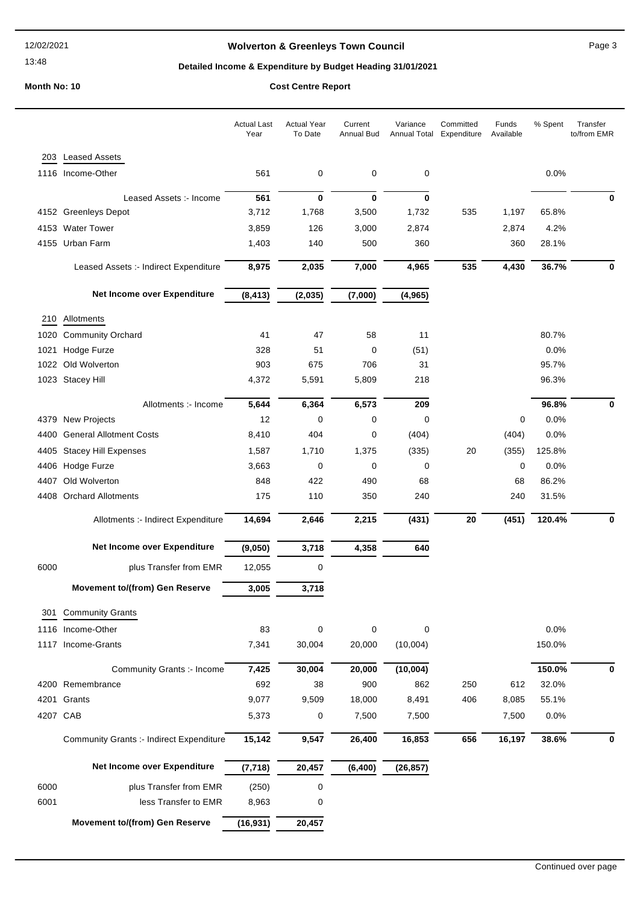# Wolverton & Greenleys Town Council

## Detailed Income & Expenditure by Budget Heading 31/01/2021

**Month No: 10** **Cost Centre Report**

| | | Actual Last Year | Actual Year To Date | Current Annual Bud | Variance Annual Total | Committed Expenditure | Funds Available | % Spent | Transfer to/from EMR |
|---|---|---|---|---|---|---|---|---|---|
| 203 | Leased Assets | | | | | | | | |
| 1116 | Income-Other | 561 | 0 | 0 | 0 | | | 0.0% | |
| | Leased Assets :- Income | **561** | **0** | **0** | **0** | | | | **0** |
| 4152 | Greenleys Depot | 3,712 | 1,768 | 3,500 | 1,732 | 535 | 1,197 | 65.8% | |
| 4153 | Water Tower | 3,859 | 126 | 3,000 | 2,874 | | 2,874 | 4.2% | |
| 4155 | Urban Farm | 1,403 | 140 | 500 | 360 | | 360 | 28.1% | |
| | Leased Assets :- Indirect Expenditure | **8,975** | **2,035** | **7,000** | **4,965** | **535** | **4,430** | **36.7%** | **0** |
| | **Net Income over Expenditure** | **(8,413)** | **(2,035)** | **(7,000)** | **(4,965)** | | | | |
| 210 | Allotments | | | | | | | | |
| 1020 | Community Orchard | 41 | 47 | 58 | 11 | | | 80.7% | |
| 1021 | Hodge Furze | 328 | 51 | 0 | (51) | | | 0.0% | |
| 1022 | Old Wolverton | 903 | 675 | 706 | 31 | | | 95.7% | |
| 1023 | Stacey Hill | 4,372 | 5,591 | 5,809 | 218 | | | 96.3% | |
| | Allotments :- Income | **5,644** | **6,364** | **6,573** | **209** | | | **96.8%** | **0** |
| 4379 | New Projects | 12 | 0 | 0 | 0 | | 0 | 0.0% | |
| 4400 | General Allotment Costs | 8,410 | 404 | 0 | (404) | | (404) | 0.0% | |
| 4405 | Stacey Hill Expenses | 1,587 | 1,710 | 1,375 | (335) | 20 | (355) | 125.8% | |
| 4406 | Hodge Furze | 3,663 | 0 | 0 | 0 | | 0 | 0.0% | |
| 4407 | Old Wolverton | 848 | 422 | 490 | 68 | | 68 | 86.2% | |
| 4408 | Orchard Allotments | 175 | 110 | 350 | 240 | | 240 | 31.5% | |
| | Allotments :- Indirect Expenditure | **14,694** | **2,646** | **2,215** | **(431)** | **20** | **(451)** | **120.4%** | **0** |
| | **Net Income over Expenditure** | **(9,050)** | **3,718** | **4,358** | **640** | | | | |
| 6000 | plus Transfer from EMR | 12,055 | 0 | | | | | | |
| | **Movement to/(from) Gen Reserve** | **3,005** | **3,718** | | | | | | |
| 301 | Community Grants | | | | | | | | |
| 1116 | Income-Other | 83 | 0 | 0 | 0 | | | 0.0% | |
| 1117 | Income-Grants | 7,341 | 30,004 | 20,000 | (10,004) | | | 150.0% | |
| | Community Grants :- Income | **7,425** | **30,004** | **20,000** | **(10,004)** | | | **150.0%** | **0** |
| 4200 | Remembrance | 692 | 38 | 900 | 862 | 250 | 612 | 32.0% | |
| 4201 | Grants | 9,077 | 9,509 | 18,000 | 8,491 | 406 | 8,085 | 55.1% | |
| 4207 | CAB | 5,373 | 0 | 7,500 | 7,500 | | 7,500 | 0.0% | |
| | Community Grants :- Indirect Expenditure | **15,142** | **9,547** | **26,400** | **16,853** | **656** | **16,197** | **38.6%** | **0** |
| | **Net Income over Expenditure** | **(7,718)** | **20,457** | **(6,400)** | **(26,857)** | | | | |
| 6000 | plus Transfer from EMR | (250) | 0 | | | | | | |
| 6001 | less Transfer to EMR | 8,963 | 0 | | | | | | |
| | **Movement to/(from) Gen Reserve** | **(16,931)** | **20,457** | | | | | | |

Continued over page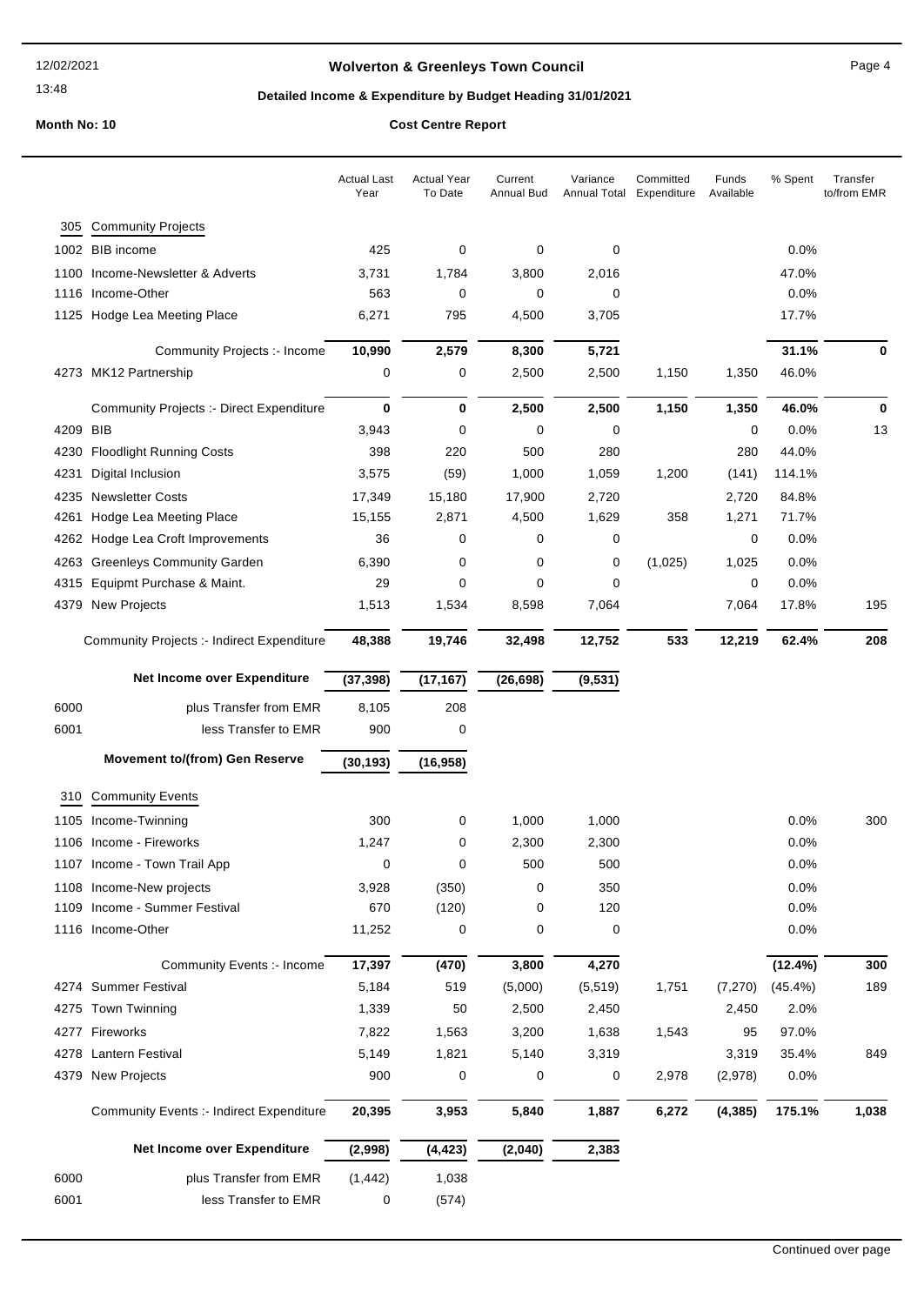# Wolverton & Greenleys Town Council

## Detailed Income & Expenditure by Budget Heading 31/01/2021

**Month No: 10** **Cost Centre Report**

| | | Actual Last Year | Actual Year To Date | Current Annual Bud | Variance Annual Total | Committed Expenditure | Funds Available | % Spent | Transfer to/from EMR |
|---|---|---|---|---|---|---|---|---|---|
| **305** | **Community Projects** | | | | | | | | |
| 1002 | BIB income | 425 | 0 | 0 | 0 | | | 0.0% | |
| 1100 | Income-Newsletter & Adverts | 3,731 | 1,784 | 3,800 | 2,016 | | | 47.0% | |
| 1116 | Income-Other | 563 | 0 | 0 | 0 | | | 0.0% | |
| 1125 | Hodge Lea Meeting Place | 6,271 | 795 | 4,500 | 3,705 | | | 17.7% | |
| | Community Projects :- Income | **10,990** | **2,579** | **8,300** | **5,721** | | | **31.1%** | **0** |
| 4273 | MK12 Partnership | 0 | 0 | 2,500 | 2,500 | 1,150 | 1,350 | 46.0% | |
| | Community Projects :- Direct Expenditure | **0** | **0** | **2,500** | **2,500** | **1,150** | **1,350** | **46.0%** | **0** |
| 4209 | BIB | 3,943 | 0 | 0 | 0 | | 0 | 0.0% | 13 |
| 4230 | Floodlight Running Costs | 398 | 220 | 500 | 280 | | 280 | 44.0% | |
| 4231 | Digital Inclusion | 3,575 | (59) | 1,000 | 1,059 | 1,200 | (141) | 114.1% | |
| 4235 | Newsletter Costs | 17,349 | 15,180 | 17,900 | 2,720 | | 2,720 | 84.8% | |
| 4261 | Hodge Lea Meeting Place | 15,155 | 2,871 | 4,500 | 1,629 | 358 | 1,271 | 71.7% | |
| 4262 | Hodge Lea Croft Improvements | 36 | 0 | 0 | 0 | | 0 | 0.0% | |
| 4263 | Greenleys Community Garden | 6,390 | 0 | 0 | 0 | (1,025) | 1,025 | 0.0% | |
| 4315 | Equipmt Purchase & Maint. | 29 | 0 | 0 | 0 | | 0 | 0.0% | |
| 4379 | New Projects | 1,513 | 1,534 | 8,598 | 7,064 | | 7,064 | 17.8% | 195 |
| | Community Projects :- Indirect Expenditure | **48,388** | **19,746** | **32,498** | **12,752** | **533** | **12,219** | **62.4%** | **208** |
| | **Net Income over Expenditure** | **(37,398)** | **(17,167)** | **(26,698)** | **(9,531)** | | | | |
| 6000 | plus Transfer from EMR | 8,105 | 208 | | | | | | |
| 6001 | less Transfer to EMR | 900 | 0 | | | | | | |
| | **Movement to/(from) Gen Reserve** | **(30,193)** | **(16,958)** | | | | | | |
| **310** | **Community Events** | | | | | | | | |
| 1105 | Income-Twinning | 300 | 0 | 1,000 | 1,000 | | | 0.0% | 300 |
| 1106 | Income - Fireworks | 1,247 | 0 | 2,300 | 2,300 | | | 0.0% | |
| 1107 | Income - Town Trail App | 0 | 0 | 500 | 500 | | | 0.0% | |
| 1108 | Income-New projects | 3,928 | (350) | 0 | 350 | | | 0.0% | |
| 1109 | Income - Summer Festival | 670 | (120) | 0 | 120 | | | 0.0% | |
| 1116 | Income-Other | 11,252 | 0 | 0 | 0 | | | 0.0% | |
| | Community Events :- Income | **17,397** | **(470)** | **3,800** | **4,270** | | | **(12.4%)** | **300** |
| 4274 | Summer Festival | 5,184 | 519 | (5,000) | (5,519) | 1,751 | (7,270) | (45.4%) | 189 |
| 4275 | Town Twinning | 1,339 | 50 | 2,500 | 2,450 | | 2,450 | 2.0% | |
| 4277 | Fireworks | 7,822 | 1,563 | 3,200 | 1,638 | 1,543 | 95 | 97.0% | |
| 4278 | Lantern Festival | 5,149 | 1,821 | 5,140 | 3,319 | | 3,319 | 35.4% | 849 |
| 4379 | New Projects | 900 | 0 | 0 | 0 | 2,978 | (2,978) | 0.0% | |
| | Community Events :- Indirect Expenditure | **20,395** | **3,953** | **5,840** | **1,887** | **6,272** | **(4,385)** | **175.1%** | **1,038** |
| | **Net Income over Expenditure** | **(2,998)** | **(4,423)** | **(2,040)** | **2,383** | | | | |
| 6000 | plus Transfer from EMR | (1,442) | 1,038 | | | | | | |
| 6001 | less Transfer to EMR | 0 | (574) | | | | | | |

Continued over page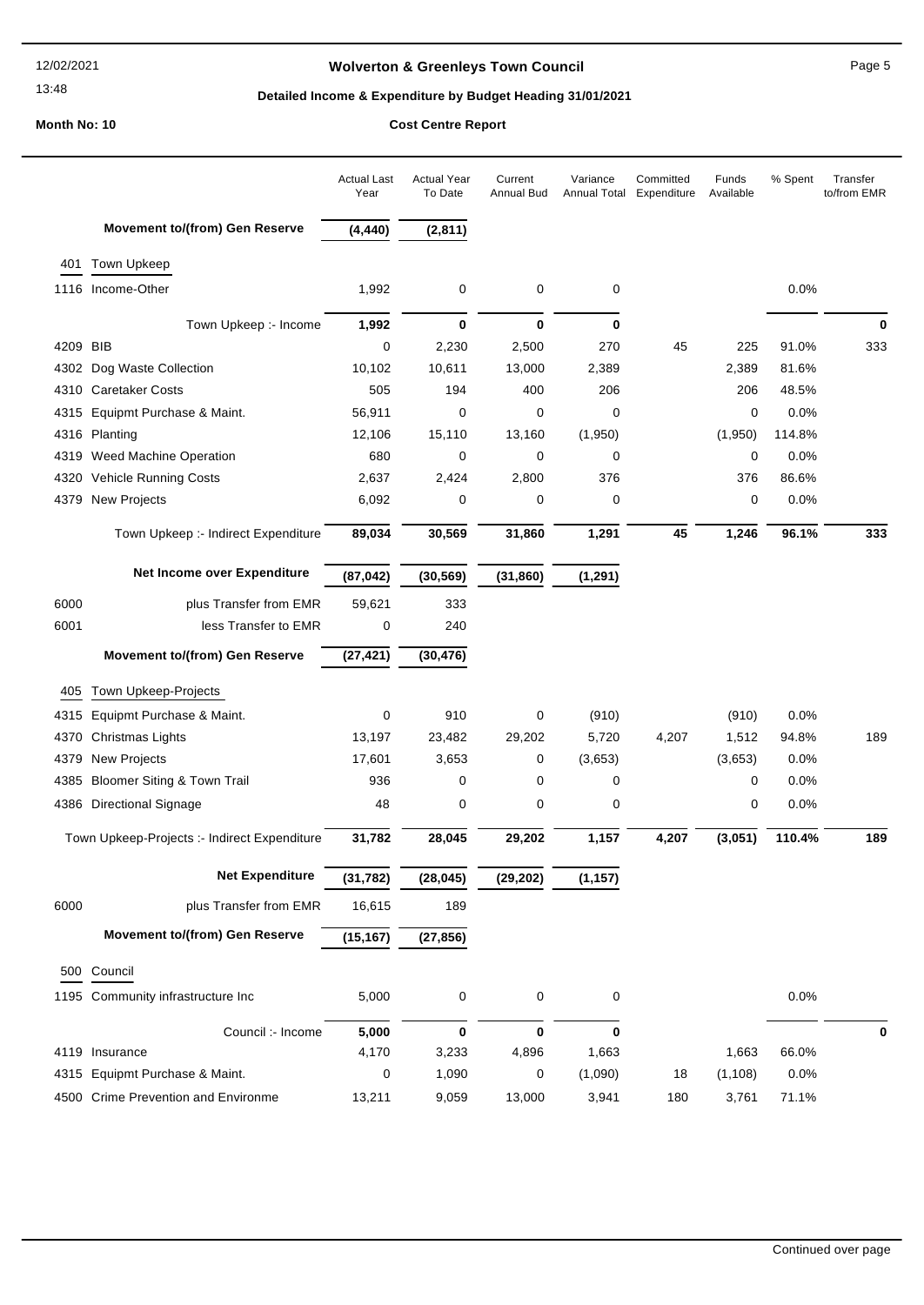# Wolverton & Greenleys Town Council

## Detailed Income & Expenditure by Budget Heading 31/01/2021

**Month No: 10** | **Cost Centre Report**

| | | Actual Last Year | Actual Year To Date | Current Annual Bud | Variance Annual Total | Committed Expenditure | Funds Available | % Spent | Transfer to/from EMR |
|---|---|---|---|---|---|---|---|---|---|
| | **Movement to/(from) Gen Reserve** | **(4,440)** | **(2,811)** | | | | | | |
| 401 | Town Upkeep | | | | | | | | |
| 1116 | Income-Other | 1,992 | 0 | 0 | 0 | | | 0.0% | |
| | Town Upkeep :- Income | **1,992** | **0** | **0** | **0** | | | | **0** |
| 4209 | BIB | 0 | 2,230 | 2,500 | 270 | 45 | 225 | 91.0% | 333 |
| 4302 | Dog Waste Collection | 10,102 | 10,611 | 13,000 | 2,389 | | 2,389 | 81.6% | |
| 4310 | Caretaker Costs | 505 | 194 | 400 | 206 | | 206 | 48.5% | |
| 4315 | Equipmt Purchase & Maint. | 56,911 | 0 | 0 | 0 | | 0 | 0.0% | |
| 4316 | Planting | 12,106 | 15,110 | 13,160 | (1,950) | | (1,950) | 114.8% | |
| 4319 | Weed Machine Operation | 680 | 0 | 0 | 0 | | 0 | 0.0% | |
| 4320 | Vehicle Running Costs | 2,637 | 2,424 | 2,800 | 376 | | 376 | 86.6% | |
| 4379 | New Projects | 6,092 | 0 | 0 | 0 | | 0 | 0.0% | |
| | Town Upkeep :- Indirect Expenditure | **89,034** | **30,569** | **31,860** | **1,291** | **45** | **1,246** | **96.1%** | **333** |
| | **Net Income over Expenditure** | **(87,042)** | **(30,569)** | **(31,860)** | **(1,291)** | | | | |
| 6000 | plus Transfer from EMR | 59,621 | 333 | | | | | | |
| 6001 | less Transfer to EMR | 0 | 240 | | | | | | |
| | **Movement to/(from) Gen Reserve** | **(27,421)** | **(30,476)** | | | | | | |
| 405 | Town Upkeep-Projects | | | | | | | | |
| 4315 | Equipmt Purchase & Maint. | 0 | 910 | 0 | (910) | | (910) | 0.0% | |
| 4370 | Christmas Lights | 13,197 | 23,482 | 29,202 | 5,720 | 4,207 | 1,512 | 94.8% | 189 |
| 4379 | New Projects | 17,601 | 3,653 | 0 | (3,653) | | (3,653) | 0.0% | |
| 4385 | Bloomer Siting & Town Trail | 936 | 0 | 0 | 0 | | 0 | 0.0% | |
| 4386 | Directional Signage | 48 | 0 | 0 | 0 | | 0 | 0.0% | |
| | Town Upkeep-Projects :- Indirect Expenditure | **31,782** | **28,045** | **29,202** | **1,157** | **4,207** | **(3,051)** | **110.4%** | **189** |
| | **Net Expenditure** | **(31,782)** | **(28,045)** | **(29,202)** | **(1,157)** | | | | |
| 6000 | plus Transfer from EMR | 16,615 | 189 | | | | | | |
| | **Movement to/(from) Gen Reserve** | **(15,167)** | **(27,856)** | | | | | | |
| 500 | Council | | | | | | | | |
| 1195 | Community infrastructure Inc | 5,000 | 0 | 0 | 0 | | | 0.0% | |
| | Council :- Income | **5,000** | **0** | **0** | **0** | | | | **0** |
| 4119 | Insurance | 4,170 | 3,233 | 4,896 | 1,663 | | 1,663 | 66.0% | |
| 4315 | Equipmt Purchase & Maint. | 0 | 1,090 | 0 | (1,090) | 18 | (1,108) | 0.0% | |
| 4500 | Crime Prevention and Environme | 13,211 | 9,059 | 13,000 | 3,941 | 180 | 3,761 | 71.1% | |

Continued over page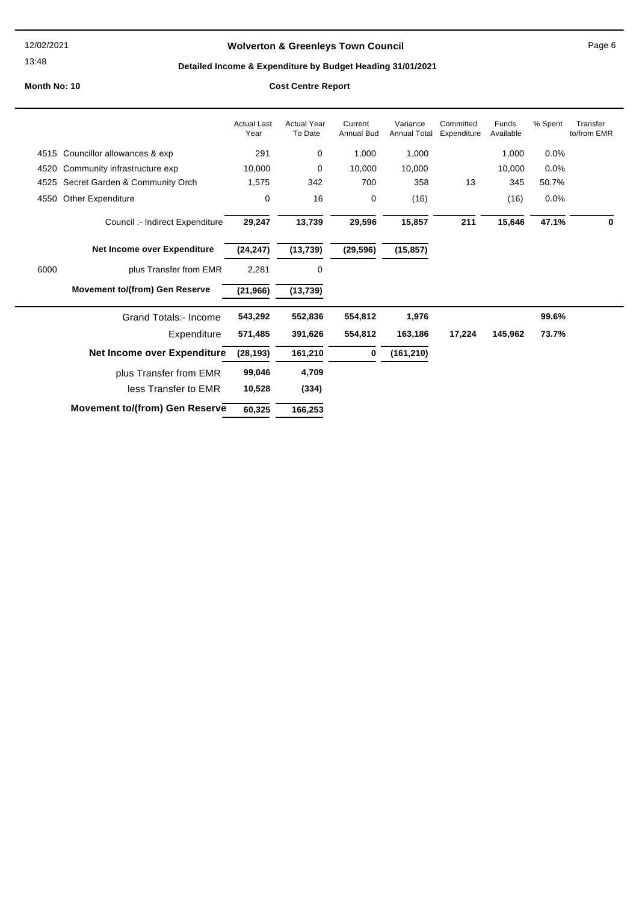**Wolverton & Greenleys Town Council**

**Detailed Income & Expenditure by Budget Heading 31/01/2021**

**Month No: 10**

**Cost Centre Report**

| | | Actual Last Year | Actual Year To Date | Current Annual Bud | Variance Annual Total | Committed Expenditure | Funds Available | % Spent | Transfer to/from EMR |
|---|---|---|---|---|---|---|---|---|---|
| 4515 | Councillor allowances & exp | 291 | 0 | 1,000 | 1,000 | | 1,000 | 0.0% | |
| 4520 | Community infrastructure exp | 10,000 | 0 | 10,000 | 10,000 | | 10,000 | 0.0% | |
| 4525 | Secret Garden & Community Orch | 1,575 | 342 | 700 | 358 | 13 | 345 | 50.7% | |
| 4550 | Other Expenditure | 0 | 16 | 0 | (16) | | (16) | 0.0% | |
| | Council :- Indirect Expenditure | **29,247** | **13,739** | **29,596** | **15,857** | **211** | **15,646** | **47.1%** | **0** |
| | **Net Income over Expenditure** | **(24,247)** | **(13,739)** | **(29,596)** | **(15,857)** | | | | |
| 6000 | plus Transfer from EMR | 2,281 | 0 | | | | | | |
| | **Movement to/(from) Gen Reserve** | **(21,966)** | **(13,739)** | | | | | | |
| | Grand Totals:- Income | **543,292** | **552,836** | **554,812** | **1,976** | | | **99.6%** | |
| | Expenditure | **571,485** | **391,626** | **554,812** | **163,186** | **17,224** | **145,962** | **73.7%** | |
| | **Net Income over Expenditure** | **(28,193)** | **161,210** | **0** | **(161,210)** | | | | |
| | plus Transfer from EMR | **99,046** | **4,709** | | | | | | |
| | less Transfer to EMR | **10,528** | **(334)** | | | | | | |
| | **Movement to/(from) Gen Reserve** | **60,325** | **166,253** | | | | | | |